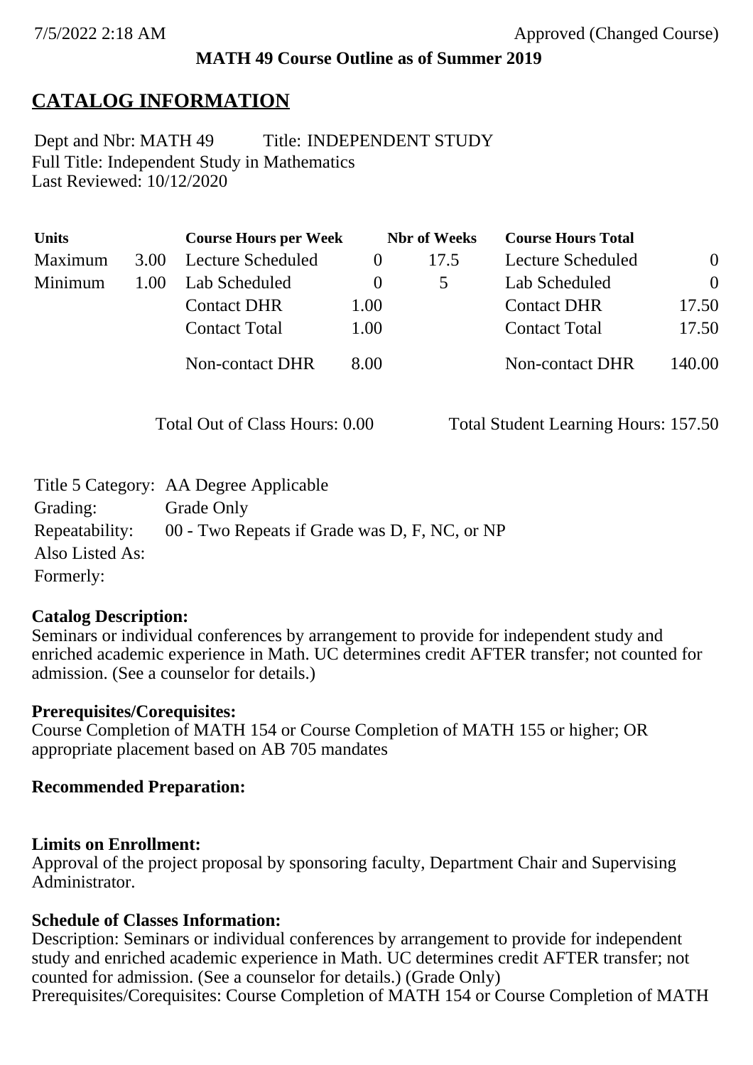7/5/2022 2:18 AM Approved (Changed Course)

**MATH 49 Course Outline as of Summer 2019**

# CATALOG INFORMATION

Dept and Nbr: MATH 49 Title: INDEPENDENT STUDY
Full Title: Independent Study in Mathematics
Last Reviewed: 10/12/2020

| Units | | Course Hours per Week | | Nbr of Weeks | Course Hours Total | |
|---|---|---|---|---|---|---|
| Maximum | 3.00 | Lecture Scheduled | 0 | 17.5 | Lecture Scheduled | 0 |
| Minimum | 1.00 | Lab Scheduled | 0 | 5 | Lab Scheduled | 0 |
| | | Contact DHR | 1.00 | | Contact DHR | 17.50 |
| | | Contact Total | 1.00 | | Contact Total | 17.50 |
| | | Non-contact DHR | 8.00 | | Non-contact DHR | 140.00 |

Total Out of Class Hours: 0.00 Total Student Learning Hours: 157.50

Title 5 Category: AA Degree Applicable
Grading: Grade Only
Repeatability: 00 - Two Repeats if Grade was D, F, NC, or NP
Also Listed As:
Formerly:

**Catalog Description:**
Seminars or individual conferences by arrangement to provide for independent study and enriched academic experience in Math. UC determines credit AFTER transfer; not counted for admission. (See a counselor for details.)

**Prerequisites/Corequisites:**
Course Completion of MATH 154 or Course Completion of MATH 155 or higher; OR appropriate placement based on AB 705 mandates

**Recommended Preparation:**

**Limits on Enrollment:**
Approval of the project proposal by sponsoring faculty, Department Chair and Supervising Administrator.

**Schedule of Classes Information:**
Description: Seminars or individual conferences by arrangement to provide for independent study and enriched academic experience in Math. UC determines credit AFTER transfer; not counted for admission. (See a counselor for details.) (Grade Only)
Prerequisites/Corequisites: Course Completion of MATH 154 or Course Completion of MATH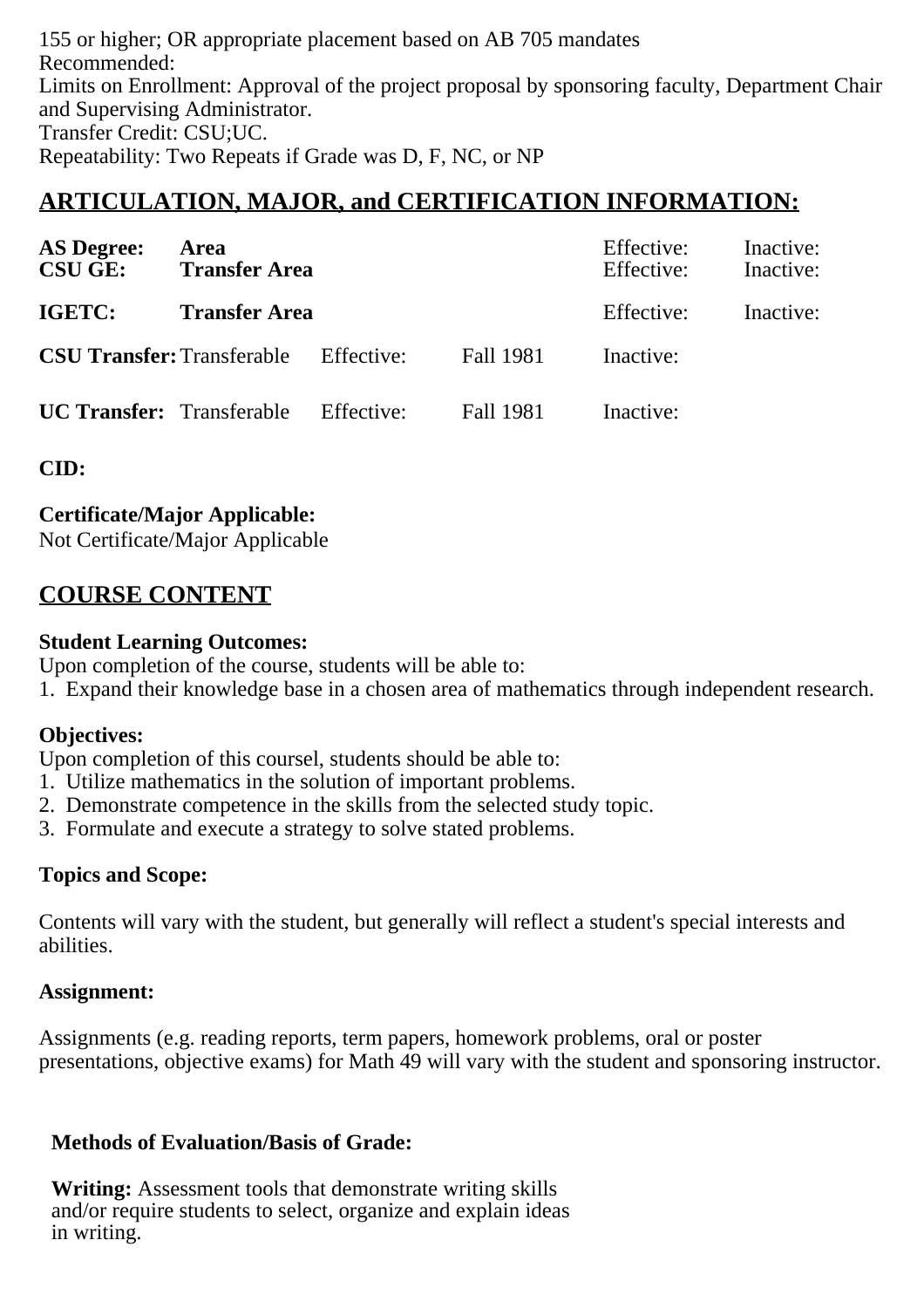155 or higher; OR appropriate placement based on AB 705 mandates
Recommended:
Limits on Enrollment: Approval of the project proposal by sponsoring faculty, Department Chair and Supervising Administrator.
Transfer Credit: CSU;UC.
Repeatability: Two Repeats if Grade was D, F, NC, or NP

## ARTICULATION, MAJOR, and CERTIFICATION INFORMATION:

| | | | | | |
|---|---|---|---|---|---|
| **AS Degree:** | **Area** | | | Effective: | Inactive: |
| **CSU GE:** | **Transfer Area** | | | Effective: | Inactive: |
| **IGETC:** | **Transfer Area** | | | Effective: | Inactive: |
| **CSU Transfer:** | Transferable | Effective: | Fall 1981 | Inactive: | |
| **UC Transfer:** | Transferable | Effective: | Fall 1981 | Inactive: | |

**CID:**

**Certificate/Major Applicable:**
Not Certificate/Major Applicable

## COURSE CONTENT

**Student Learning Outcomes:**
Upon completion of the course, students will be able to:
1. Expand their knowledge base in a chosen area of mathematics through independent research.

**Objectives:**
Upon completion of this coursel, students should be able to:
1. Utilize mathematics in the solution of important problems.
2. Demonstrate competence in the skills from the selected study topic.
3. Formulate and execute a strategy to solve stated problems.

**Topics and Scope:**

Contents will vary with the student, but generally will reflect a student's special interests and abilities.

**Assignment:**

Assignments (e.g. reading reports, term papers, homework problems, oral or poster presentations, objective exams) for Math 49 will vary with the student and sponsoring instructor.

**Methods of Evaluation/Basis of Grade:**

**Writing:** Assessment tools that demonstrate writing skills and/or require students to select, organize and explain ideas in writing.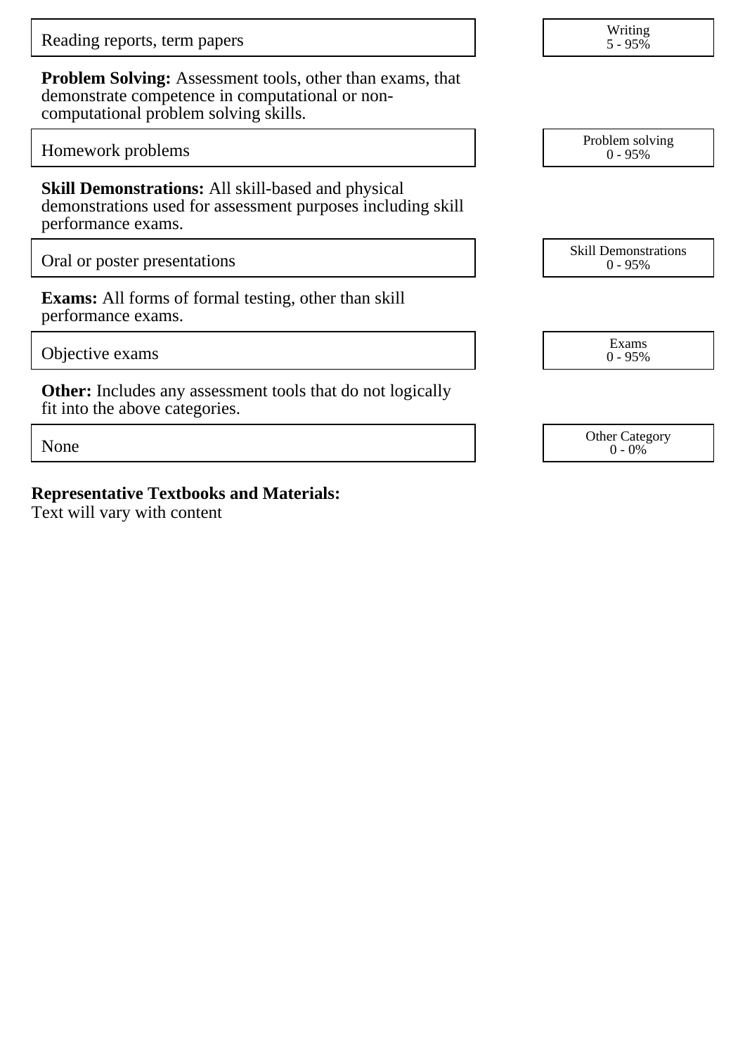| | |
|---|---|
| Reading reports, term papers | Writing<br>5 - 95% |

**Problem Solving:** Assessment tools, other than exams, that demonstrate competence in computational or non-computational problem solving skills.

| | |
|---|---|
| Homework problems | Problem solving<br>0 - 95% |

**Skill Demonstrations:** All skill-based and physical demonstrations used for assessment purposes including skill performance exams.

| | |
|---|---|
| Oral or poster presentations | Skill Demonstrations<br>0 - 95% |

**Exams:** All forms of formal testing, other than skill performance exams.

| | |
|---|---|
| Objective exams | Exams<br>0 - 95% |

**Other:** Includes any assessment tools that do not logically fit into the above categories.

| | |
|---|---|
| None | Other Category<br>0 - 0% |

**Representative Textbooks and Materials:**
Text will vary with content